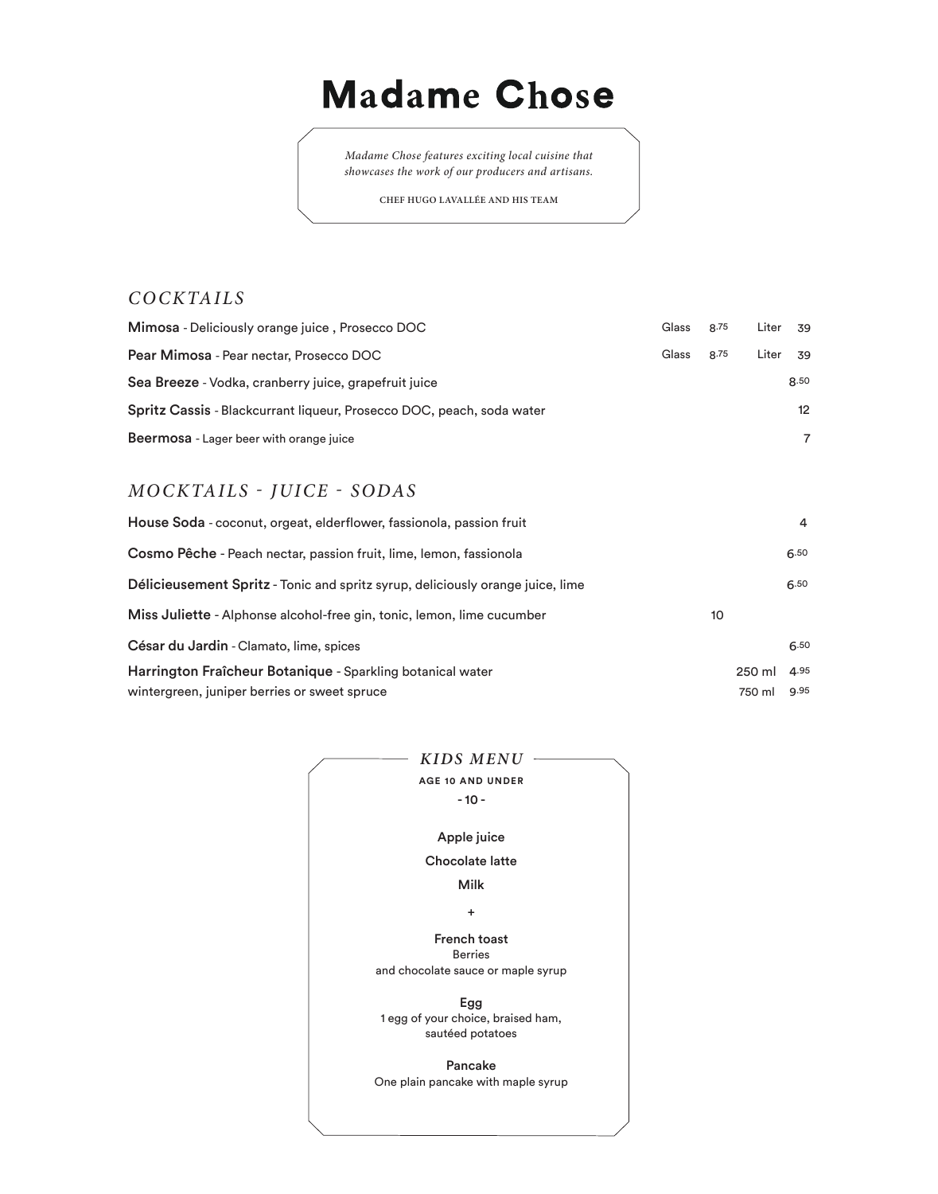# Madame Chose

*Madame Chose features exciting local cuisine that showcases the work of our producers and artisans.*

CHEF HUGO LAVALLÉE AND HIS TEAM

## *COCKTAILS*

| Item | | | | |
|---|---|---|---|---|
| **Mimosa** - Deliciously orange juice , Prosecco DOC | Glass | 8.75 | Liter | 39 |
| **Pear Mimosa** - Pear nectar, Prosecco DOC | Glass | 8.75 | Liter | 39 |
| **Sea Breeze** - Vodka, cranberry juice, grapefruit juice | | | | 8.50 |
| **Spritz Cassis** - Blackcurrant liqueur, Prosecco DOC, peach, soda water | | | | 12 |
| **Beermosa** - Lager beer with orange juice | | | | 7 |

## *MOCKTAILS - JUICE - SODAS*

| Item | | | |
|---|---|---|---|
| **House Soda** - coconut, orgeat, elderflower, fassionola, passion fruit | | | 4 |
| **Cosmo Pêche** - Peach nectar, passion fruit, lime, lemon, fassionola | | | 6.50 |
| **Délicieusement Spritz** - Tonic and spritz syrup, deliciously orange juice, lime | | | 6.50 |
| **Miss Juliette** - Alphonse alcohol-free gin, tonic, lemon, lime cucumber | 10 | | |
| **César du Jardin** - Clamato, lime, spices | | | 6.50 |
| **Harrington Fraîcheur Botanique** - Sparkling botanical water wintergreen, juniper berries or sweet spruce | | 250 ml | 4.95 |
| | | 750 ml | 9.95 |

## *KIDS MENU*

**AGE 10 AND UNDER**

- 10 -

**Apple juice**

**Chocolate latte**

**Milk**

\+

**French toast**
Berries
and chocolate sauce or maple syrup

**Egg**
1 egg of your choice, braised ham, sautéed potatoes

**Pancake**
One plain pancake with maple syrup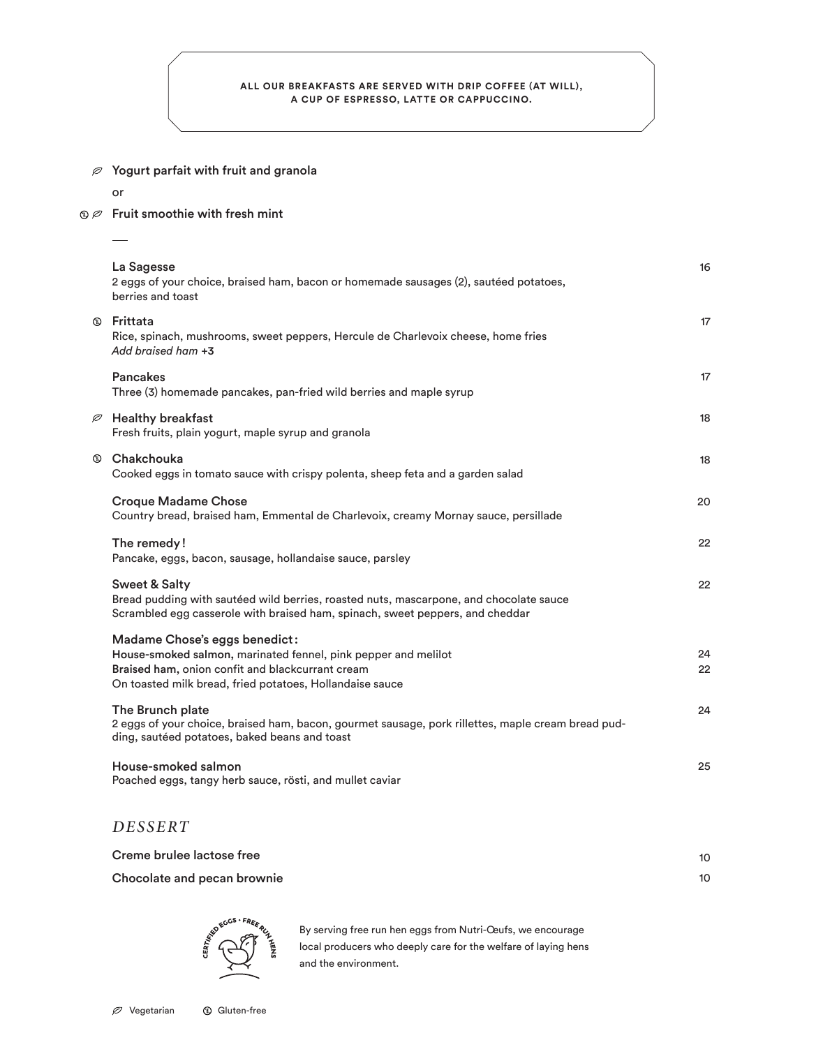**ALL OUR BREAKFASTS ARE SERVED WITH DRIP COFFEE (AT WILL), A CUP OF ESPRESSO, LATTE OR CAPPUCCINO.**

🌿 **Yogurt parfait with fruit and granola**

or

Ⓢ 🌿 **Fruit smoothie with fresh mint**

—

**La Sagesse** — 16
2 eggs of your choice, braised ham, bacon or homemade sausages (2), sautéed potatoes, berries and toast

Ⓢ **Frittata** — 17
Rice, spinach, mushrooms, sweet peppers, Hercule de Charlevoix cheese, home fries
*Add braised ham* **+3**

**Pancakes** — 17
Three (3) homemade pancakes, pan-fried wild berries and maple syrup

🌿 **Healthy breakfast** — 18
Fresh fruits, plain yogurt, maple syrup and granola

Ⓢ **Chakchouka** — 18
Cooked eggs in tomato sauce with crispy polenta, sheep feta and a garden salad

**Croque Madame Chose** — 20
Country bread, braised ham, Emmental de Charlevoix, creamy Mornay sauce, persillade

**The remedy!** — 22
Pancake, eggs, bacon, sausage, hollandaise sauce, parsley

**Sweet & Salty** — 22
Bread pudding with sautéed wild berries, roasted nuts, mascarpone, and chocolate sauce
Scrambled egg casserole with braised ham, spinach, sweet peppers, and cheddar

**Madame Chose's eggs benedict:**
**House-smoked salmon,** marinated fennel, pink pepper and melilot — 24
**Braised ham,** onion confit and blackcurrant cream — 22
On toasted milk bread, fried potatoes, Hollandaise sauce

**The Brunch plate** — 24
2 eggs of your choice, braised ham, bacon, gourmet sausage, pork rillettes, maple cream bread pudding, sautéed potatoes, baked beans and toast

**House-smoked salmon** — 25
Poached eggs, tangy herb sauce, rösti, and mullet caviar

## *DESSERT*

**Creme brulee lactose free** — 10

**Chocolate and pecan brownie** — 10

CERTIFIED EGGS · FREE RUN HENS

By serving free run hen eggs from Nutri-Œufs, we encourage local producers who deeply care for the welfare of laying hens and the environment.

🌿 Vegetarian Ⓢ Gluten-free